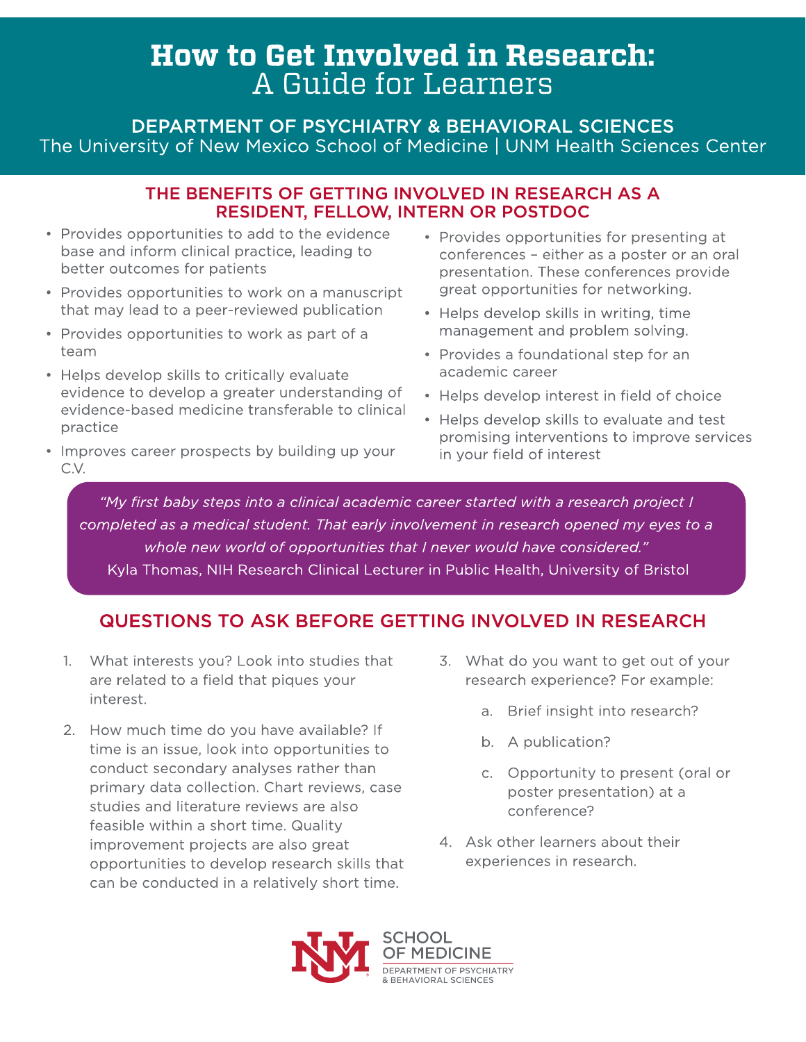# How to Get Involved in Research: A Guide for Learners

**DEPARTMENT OF PSYCHIATRY & BEHAVIORAL SCIENCES**
The University of New Mexico School of Medicine | UNM Health Sciences Center

## THE BENEFITS OF GETTING INVOLVED IN RESEARCH AS A RESIDENT, FELLOW, INTERN OR POSTDOC

- Provides opportunities to add to the evidence base and inform clinical practice, leading to better outcomes for patients
- Provides opportunities to work on a manuscript that may lead to a peer-reviewed publication
- Provides opportunities to work as part of a team
- Helps develop skills to critically evaluate evidence to develop a greater understanding of evidence-based medicine transferable to clinical practice
- Improves career prospects by building up your C.V.
- Provides opportunities for presenting at conferences – either as a poster or an oral presentation. These conferences provide great opportunities for networking.
- Helps develop skills in writing, time management and problem solving.
- Provides a foundational step for an academic career
- Helps develop interest in field of choice
- Helps develop skills to evaluate and test promising interventions to improve services in your field of interest

*"My first baby steps into a clinical academic career started with a research project I completed as a medical student. That early involvement in research opened my eyes to a whole new world of opportunities that I never would have considered."*
Kyla Thomas, NIH Research Clinical Lecturer in Public Health, University of Bristol

## QUESTIONS TO ASK BEFORE GETTING INVOLVED IN RESEARCH

1. What interests you? Look into studies that are related to a field that piques your interest.
2. How much time do you have available? If time is an issue, look into opportunities to conduct secondary analyses rather than primary data collection. Chart reviews, case studies and literature reviews are also feasible within a short time. Quality improvement projects are also great opportunities to develop research skills that can be conducted in a relatively short time.
3. What do you want to get out of your research experience? For example:
   a. Brief insight into research?
   b. A publication?
   c. Opportunity to present (oral or poster presentation) at a conference?
4. Ask other learners about their experiences in research.

SCHOOL OF MEDICINE
DEPARTMENT OF PSYCHIATRY & BEHAVIORAL SCIENCES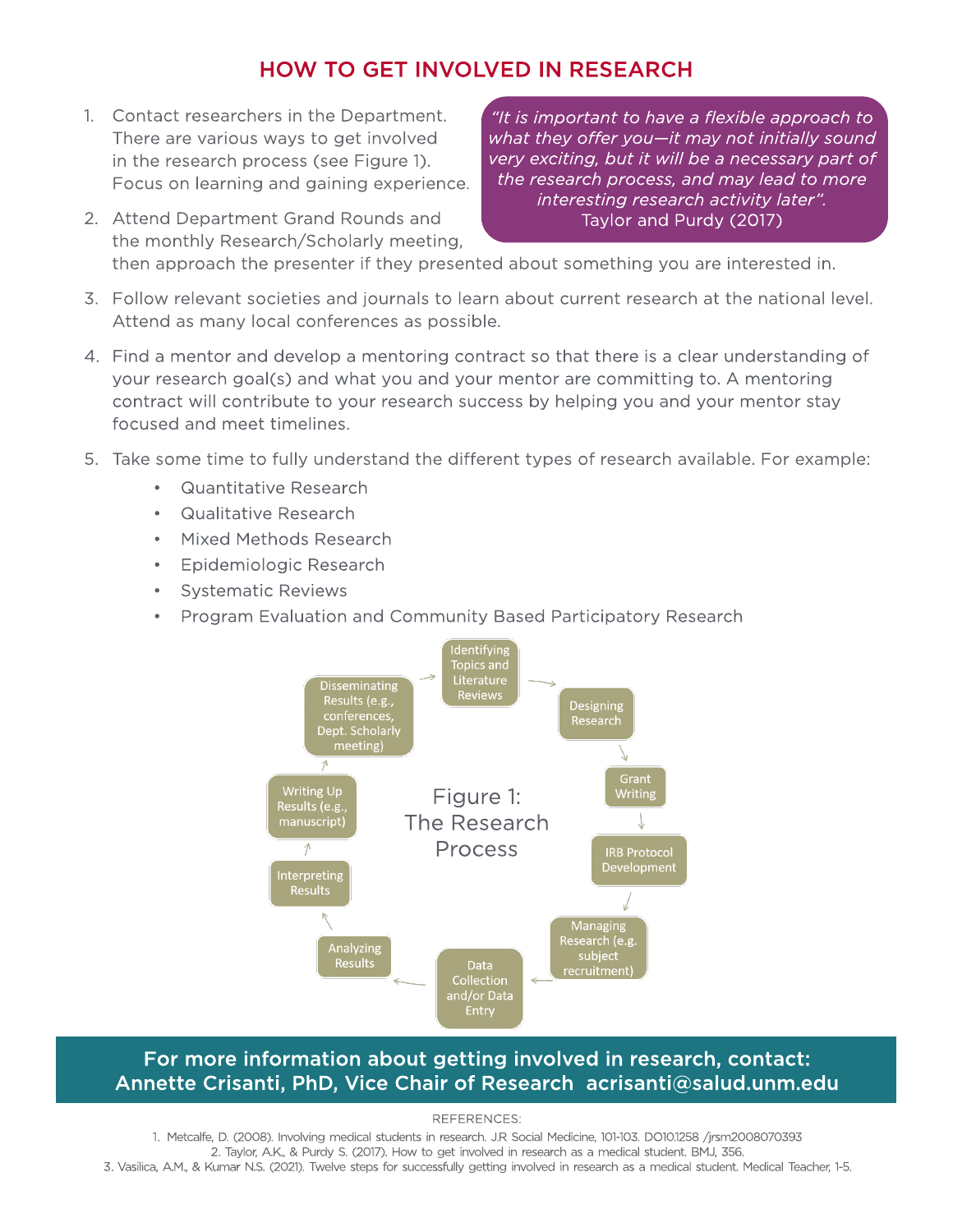# HOW TO GET INVOLVED IN RESEARCH

1. Contact researchers in the Department. There are various ways to get involved in the research process (see Figure 1). Focus on learning and gaining experience.

> *"It is important to have a flexible approach to what they offer you—it may not initially sound very exciting, but it will be a necessary part of the research process, and may lead to more interesting research activity later".*
> Taylor and Purdy (2017)

2. Attend Department Grand Rounds and the monthly Research/Scholarly meeting, then approach the presenter if they presented about something you are interested in.
3. Follow relevant societies and journals to learn about current research at the national level. Attend as many local conferences as possible.
4. Find a mentor and develop a mentoring contract so that there is a clear understanding of your research goal(s) and what you and your mentor are committing to. A mentoring contract will contribute to your research success by helping you and your mentor stay focused and meet timelines.
5. Take some time to fully understand the different types of research available. For example:
   - Quantitative Research
   - Qualitative Research
   - Mixed Methods Research
   - Epidemiologic Research
   - Systematic Reviews
   - Program Evaluation and Community Based Participatory Research

Identifying Topics and Literature Reviews
Designing Research
Grant Writing
IRB Protocol Development
Managing Research (e.g. subject recruitment)
Data Collection and/or Data Entry
Analyzing Results
Interpreting Results
Writing Up Results (e.g., manuscript)
Disseminating Results (e.g., conferences, Dept. Scholarly meeting)

Figure 1: The Research Process

**For more information about getting involved in research, contact: Annette Crisanti, PhD, Vice Chair of Research acrisanti@salud.unm.edu**

REFERENCES:

1. Metcalfe, D. (2008). Involving medical students in research. J.R Social Medicine, 101-103. DO10.1258 /jrsm2008070393
2. Taylor, A.K., & Purdy S. (2017). How to get involved in research as a medical student. BMJ, 356.
3. Vasilica, A.M., & Kumar N.S. (2021). Twelve steps for successfully getting involved in research as a medical student. Medical Teacher, 1-5.